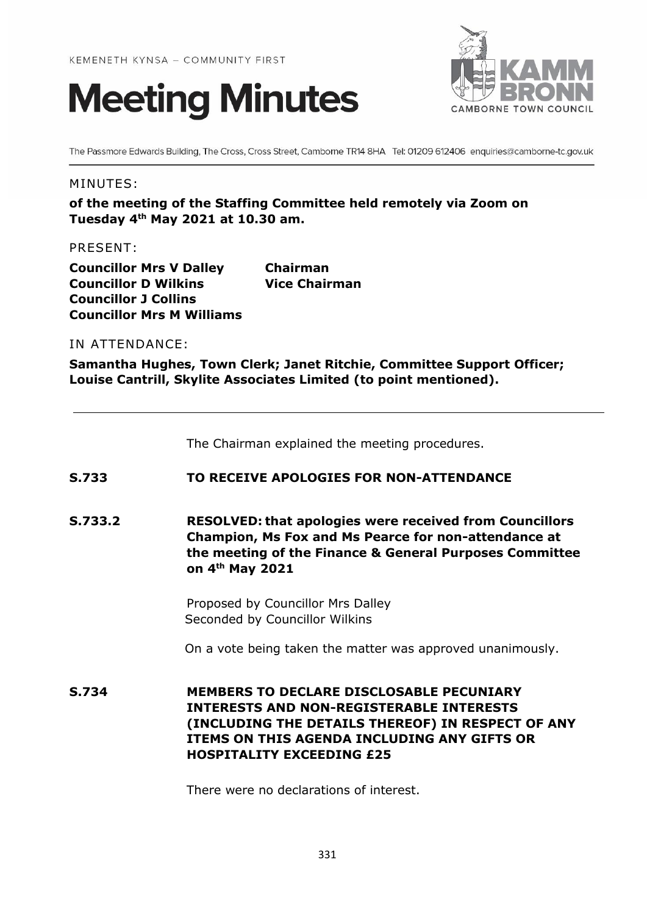KEMENETH KYNSA – COMMUNITY FIRST

# Meeting Minutes

KAMM BRONN
CAMBORNE TOWN COUNCIL

The Passmore Edwards Building, The Cross, Cross Street, Camborne TR14 8HA Tel: 01209 612406 enquiries@camborne-tc.gov.uk

MINUTES:

**of the meeting of the Staffing Committee held remotely via Zoom on Tuesday 4th May 2021 at 10.30 am.**

PRESENT:

| | |
|---|---|
| **Councillor Mrs V Dalley** | **Chairman** |
| **Councillor D Wilkins** | **Vice Chairman** |
| **Councillor J Collins** | |
| **Councillor Mrs M Williams** | |

IN ATTENDANCE:

**Samantha Hughes, Town Clerk; Janet Ritchie, Committee Support Officer; Louise Cantrill, Skylite Associates Limited (to point mentioned).**

---

The Chairman explained the meeting procedures.

**S.733 TO RECEIVE APOLOGIES FOR NON-ATTENDANCE**

**S.733.2 RESOLVED: that apologies were received from Councillors Champion, Ms Fox and Ms Pearce for non-attendance at the meeting of the Finance & General Purposes Committee on 4th May 2021**

Proposed by Councillor Mrs Dalley
Seconded by Councillor Wilkins

On a vote being taken the matter was approved unanimously.

**S.734 MEMBERS TO DECLARE DISCLOSABLE PECUNIARY INTERESTS AND NON-REGISTERABLE INTERESTS (INCLUDING THE DETAILS THEREOF) IN RESPECT OF ANY ITEMS ON THIS AGENDA INCLUDING ANY GIFTS OR HOSPITALITY EXCEEDING £25**

There were no declarations of interest.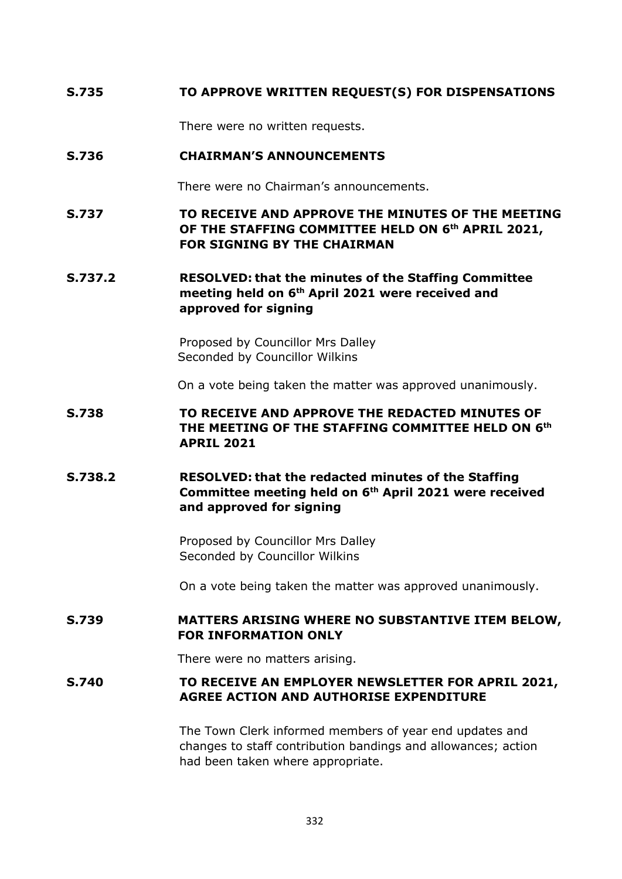**S.735 TO APPROVE WRITTEN REQUEST(S) FOR DISPENSATIONS**

There were no written requests.

**S.736 CHAIRMAN'S ANNOUNCEMENTS**

There were no Chairman's announcements.

**S.737 TO RECEIVE AND APPROVE THE MINUTES OF THE MEETING OF THE STAFFING COMMITTEE HELD ON 6th APRIL 2021, FOR SIGNING BY THE CHAIRMAN**

**S.737.2 RESOLVED: that the minutes of the Staffing Committee meeting held on 6th April 2021 were received and approved for signing**

Proposed by Councillor Mrs Dalley
Seconded by Councillor Wilkins

On a vote being taken the matter was approved unanimously.

**S.738 TO RECEIVE AND APPROVE THE REDACTED MINUTES OF THE MEETING OF THE STAFFING COMMITTEE HELD ON 6th APRIL 2021**

**S.738.2 RESOLVED: that the redacted minutes of the Staffing Committee meeting held on 6th April 2021 were received and approved for signing**

Proposed by Councillor Mrs Dalley
Seconded by Councillor Wilkins

On a vote being taken the matter was approved unanimously.

**S.739 MATTERS ARISING WHERE NO SUBSTANTIVE ITEM BELOW, FOR INFORMATION ONLY**

There were no matters arising.

**S.740 TO RECEIVE AN EMPLOYER NEWSLETTER FOR APRIL 2021, AGREE ACTION AND AUTHORISE EXPENDITURE**

The Town Clerk informed members of year end updates and changes to staff contribution bandings and allowances; action had been taken where appropriate.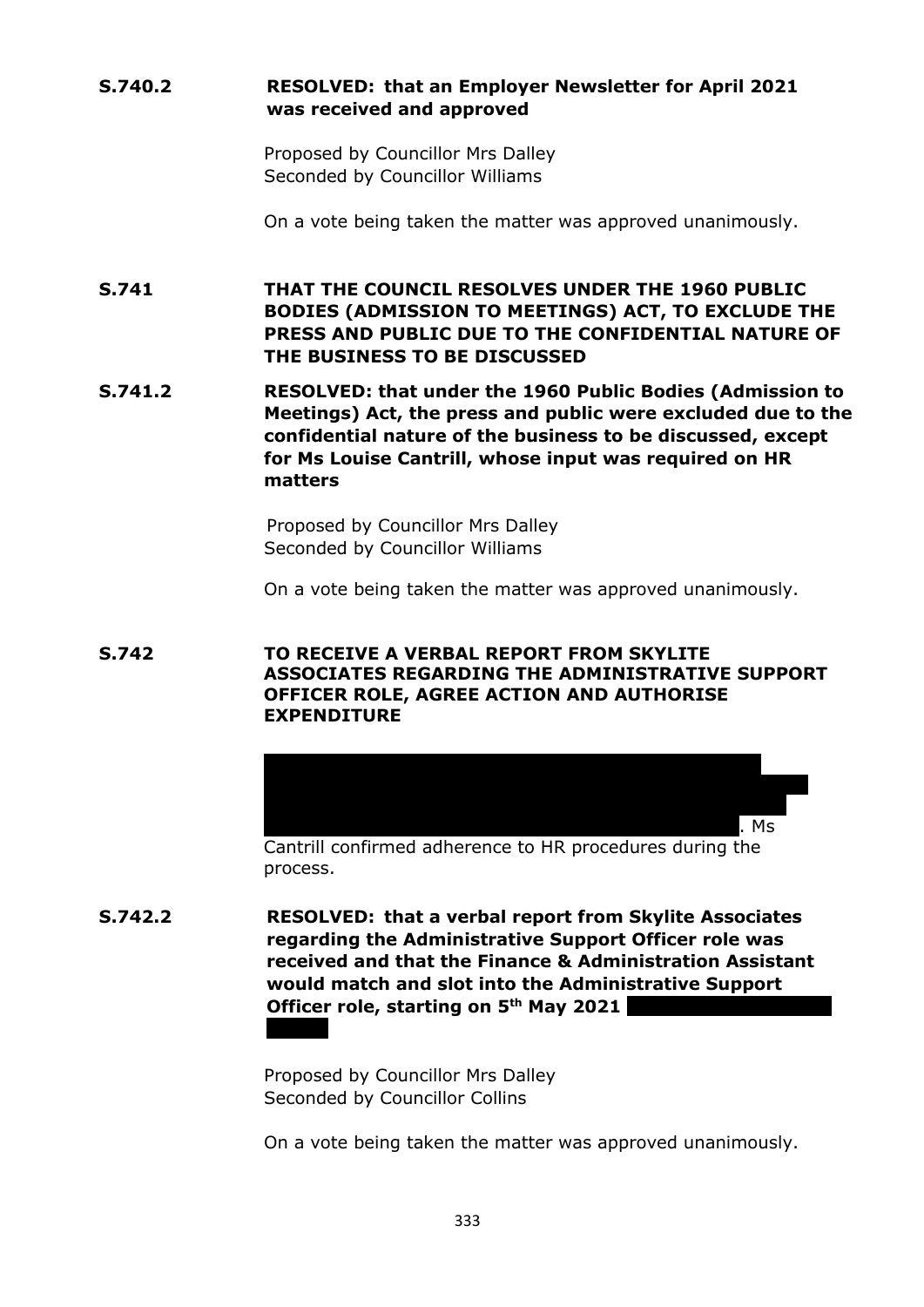**S.740.2 RESOLVED: that an Employer Newsletter for April 2021 was received and approved**

Proposed by Councillor Mrs Dalley
Seconded by Councillor Williams

On a vote being taken the matter was approved unanimously.

**S.741 THAT THE COUNCIL RESOLVES UNDER THE 1960 PUBLIC BODIES (ADMISSION TO MEETINGS) ACT, TO EXCLUDE THE PRESS AND PUBLIC DUE TO THE CONFIDENTIAL NATURE OF THE BUSINESS TO BE DISCUSSED**

**S.741.2 RESOLVED: that under the 1960 Public Bodies (Admission to Meetings) Act, the press and public were excluded due to the confidential nature of the business to be discussed, except for Ms Louise Cantrill, whose input was required on HR matters**

Proposed by Councillor Mrs Dalley
Seconded by Councillor Williams

On a vote being taken the matter was approved unanimously.

**S.742 TO RECEIVE A VERBAL REPORT FROM SKYLITE ASSOCIATES REGARDING THE ADMINISTRATIVE SUPPORT OFFICER ROLE, AGREE ACTION AND AUTHORISE EXPENDITURE**

. Ms Cantrill confirmed adherence to HR procedures during the process.

**S.742.2 RESOLVED: that a verbal report from Skylite Associates regarding the Administrative Support Officer role was received and that the Finance & Administration Assistant would match and slot into the Administrative Support Officer role, starting on 5th May 2021**

Proposed by Councillor Mrs Dalley
Seconded by Councillor Collins

On a vote being taken the matter was approved unanimously.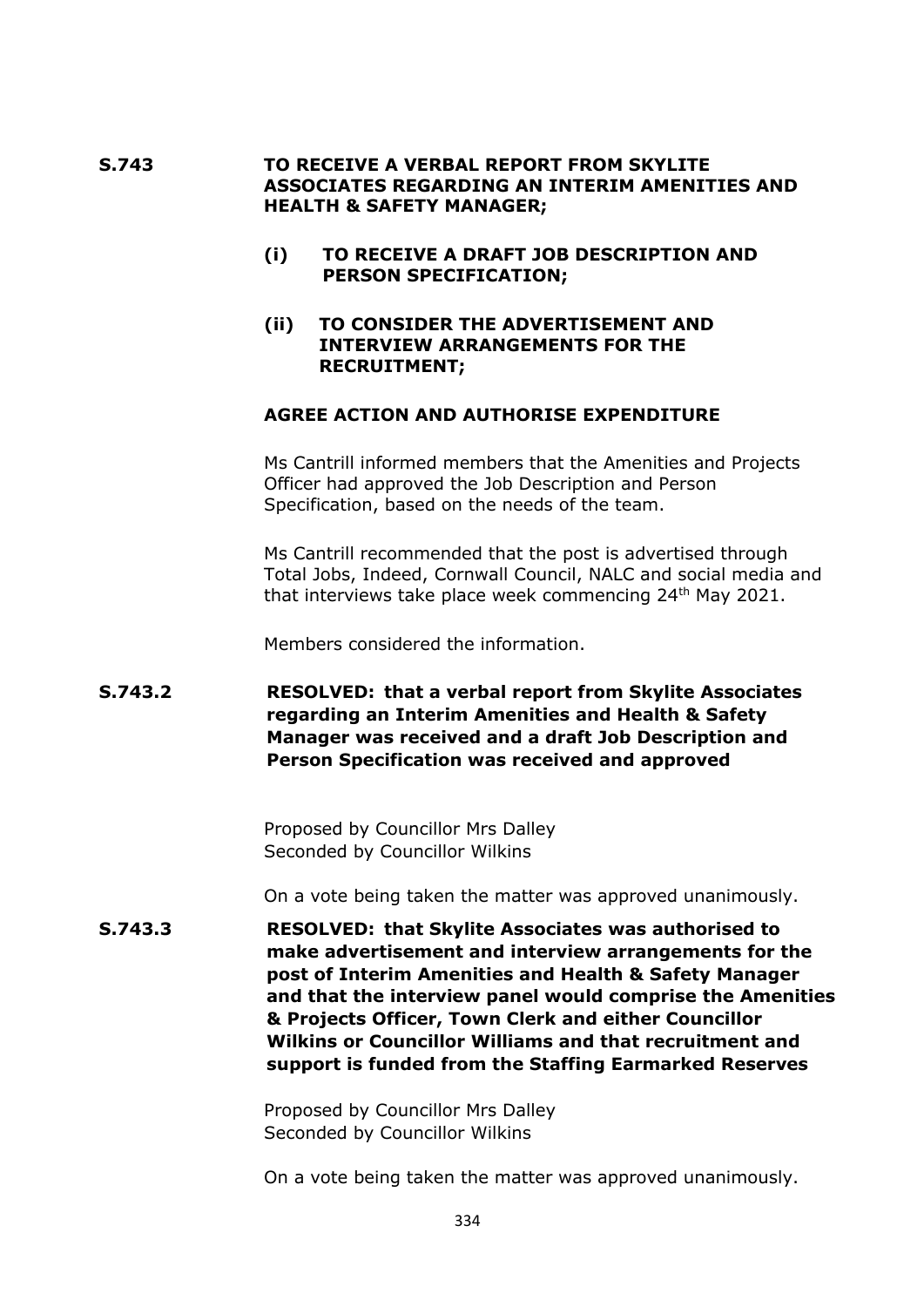**S.743 TO RECEIVE A VERBAL REPORT FROM SKYLITE ASSOCIATES REGARDING AN INTERIM AMENITIES AND HEALTH & SAFETY MANAGER;**

**(i) TO RECEIVE A DRAFT JOB DESCRIPTION AND PERSON SPECIFICATION;**

**(ii) TO CONSIDER THE ADVERTISEMENT AND INTERVIEW ARRANGEMENTS FOR THE RECRUITMENT;**

**AGREE ACTION AND AUTHORISE EXPENDITURE**

Ms Cantrill informed members that the Amenities and Projects Officer had approved the Job Description and Person Specification, based on the needs of the team.

Ms Cantrill recommended that the post is advertised through Total Jobs, Indeed, Cornwall Council, NALC and social media and that interviews take place week commencing 24th May 2021.

Members considered the information.

**S.743.2 RESOLVED: that a verbal report from Skylite Associates regarding an Interim Amenities and Health & Safety Manager was received and a draft Job Description and Person Specification was received and approved**

Proposed by Councillor Mrs Dalley
Seconded by Councillor Wilkins

On a vote being taken the matter was approved unanimously.

**S.743.3 RESOLVED: that Skylite Associates was authorised to make advertisement and interview arrangements for the post of Interim Amenities and Health & Safety Manager and that the interview panel would comprise the Amenities & Projects Officer, Town Clerk and either Councillor Wilkins or Councillor Williams and that recruitment and support is funded from the Staffing Earmarked Reserves**

Proposed by Councillor Mrs Dalley
Seconded by Councillor Wilkins

On a vote being taken the matter was approved unanimously.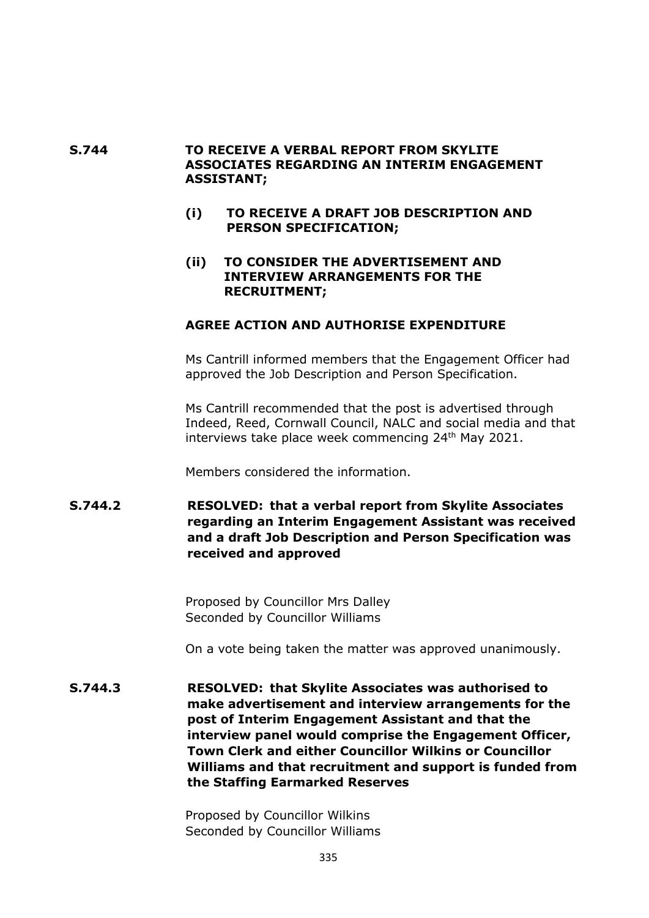**S.744 TO RECEIVE A VERBAL REPORT FROM SKYLITE ASSOCIATES REGARDING AN INTERIM ENGAGEMENT ASSISTANT;**

**(i) TO RECEIVE A DRAFT JOB DESCRIPTION AND PERSON SPECIFICATION;**

**(ii) TO CONSIDER THE ADVERTISEMENT AND INTERVIEW ARRANGEMENTS FOR THE RECRUITMENT;**

**AGREE ACTION AND AUTHORISE EXPENDITURE**

Ms Cantrill informed members that the Engagement Officer had approved the Job Description and Person Specification.

Ms Cantrill recommended that the post is advertised through Indeed, Reed, Cornwall Council, NALC and social media and that interviews take place week commencing 24th May 2021.

Members considered the information.

**S.744.2 RESOLVED: that a verbal report from Skylite Associates regarding an Interim Engagement Assistant was received and a draft Job Description and Person Specification was received and approved**

Proposed by Councillor Mrs Dalley
Seconded by Councillor Williams

On a vote being taken the matter was approved unanimously.

**S.744.3 RESOLVED: that Skylite Associates was authorised to make advertisement and interview arrangements for the post of Interim Engagement Assistant and that the interview panel would comprise the Engagement Officer, Town Clerk and either Councillor Wilkins or Councillor Williams and that recruitment and support is funded from the Staffing Earmarked Reserves**

Proposed by Councillor Wilkins
Seconded by Councillor Williams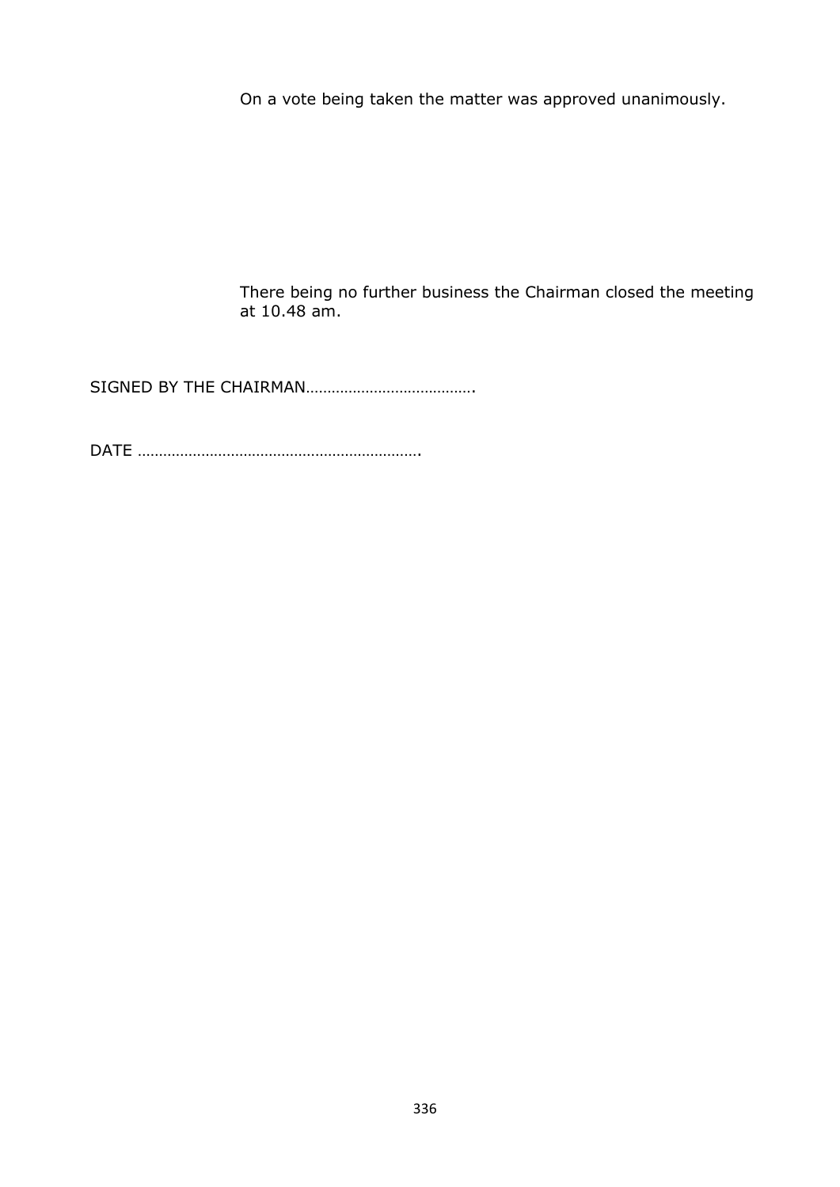On a vote being taken the matter was approved unanimously.

There being no further business the Chairman closed the meeting at 10.48 am.

SIGNED BY THE CHAIRMAN………………………………….

DATE ………………………………………………………….